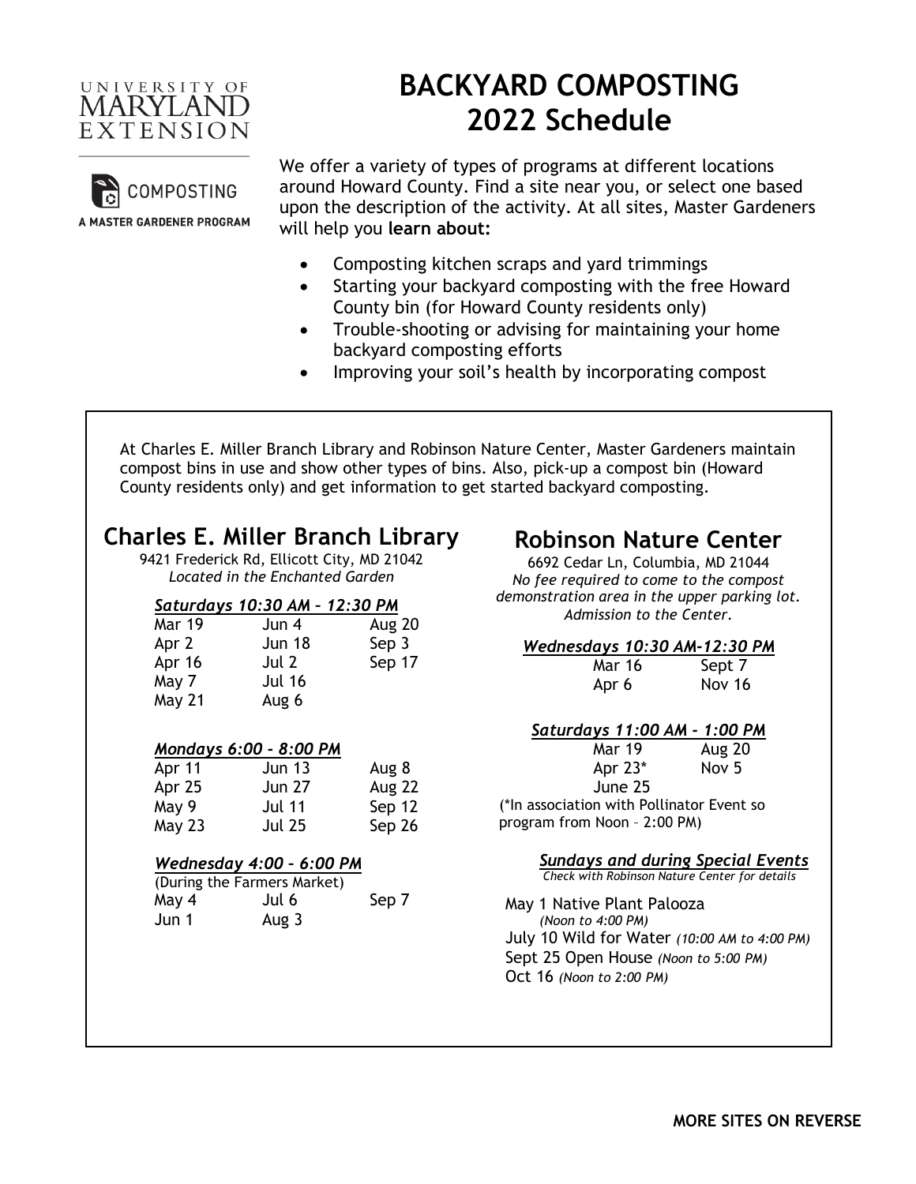UNIVERSITY OF MARYLAND EXTENSION

COMPOSTING

A MASTER GARDENER PROGRAM

# BACKYARD COMPOSTING 2022 Schedule

We offer a variety of types of programs at different locations around Howard County. Find a site near you, or select one based upon the description of the activity. At all sites, Master Gardeners will help you **learn about:**

- Composting kitchen scraps and yard trimmings
- Starting your backyard composting with the free Howard County bin (for Howard County residents only)
- Trouble-shooting or advising for maintaining your home backyard composting efforts
- Improving your soil's health by incorporating compost

At Charles E. Miller Branch Library and Robinson Nature Center, Master Gardeners maintain compost bins in use and show other types of bins. Also, pick-up a compost bin (Howard County residents only) and get information to get started backyard composting.

## Charles E. Miller Branch Library

9421 Frederick Rd, Ellicott City, MD 21042

*Located in the Enchanted Garden*

***Saturdays 10:30 AM – 12:30 PM***

| | | |
|---|---|---|
| Mar 19 | Jun 4 | Aug 20 |
| Apr 2 | Jun 18 | Sep 3 |
| Apr 16 | Jul 2 | Sep 17 |
| May 7 | Jul 16 | |
| May 21 | Aug 6 | |

***Mondays 6:00 - 8:00 PM***

| | | |
|---|---|---|
| Apr 11 | Jun 13 | Aug 8 |
| Apr 25 | Jun 27 | Aug 22 |
| May 9 | Jul 11 | Sep 12 |
| May 23 | Jul 25 | Sep 26 |

***Wednesday 4:00 – 6:00 PM***

(During the Farmers Market)

| | | |
|---|---|---|
| May 4 | Jul 6 | Sep 7 |
| Jun 1 | Aug 3 | |

## Robinson Nature Center

6692 Cedar Ln, Columbia, MD 21044

*No fee required to come to the compost demonstration area in the upper parking lot. Admission to the Center.*

***Wednesdays 10:30 AM-12:30 PM***

| | |
|---|---|
| Mar 16 | Sept 7 |
| Apr 6 | Nov 16 |

***Saturdays 11:00 AM - 1:00 PM***

| | |
|---|---|
| Mar 19 | Aug 20 |
| Apr 23* | Nov 5 |
| June 25 | |

(*In association with Pollinator Event so program from Noon – 2:00 PM)

***Sundays and during Special Events***

*Check with Robinson Nature Center for details*

May 1 Native Plant Palooza *(Noon to 4:00 PM)*

July 10 Wild for Water *(10:00 AM to 4:00 PM)*

Sept 25 Open House *(Noon to 5:00 PM)*

Oct 16 *(Noon to 2:00 PM)*

**MORE SITES ON REVERSE**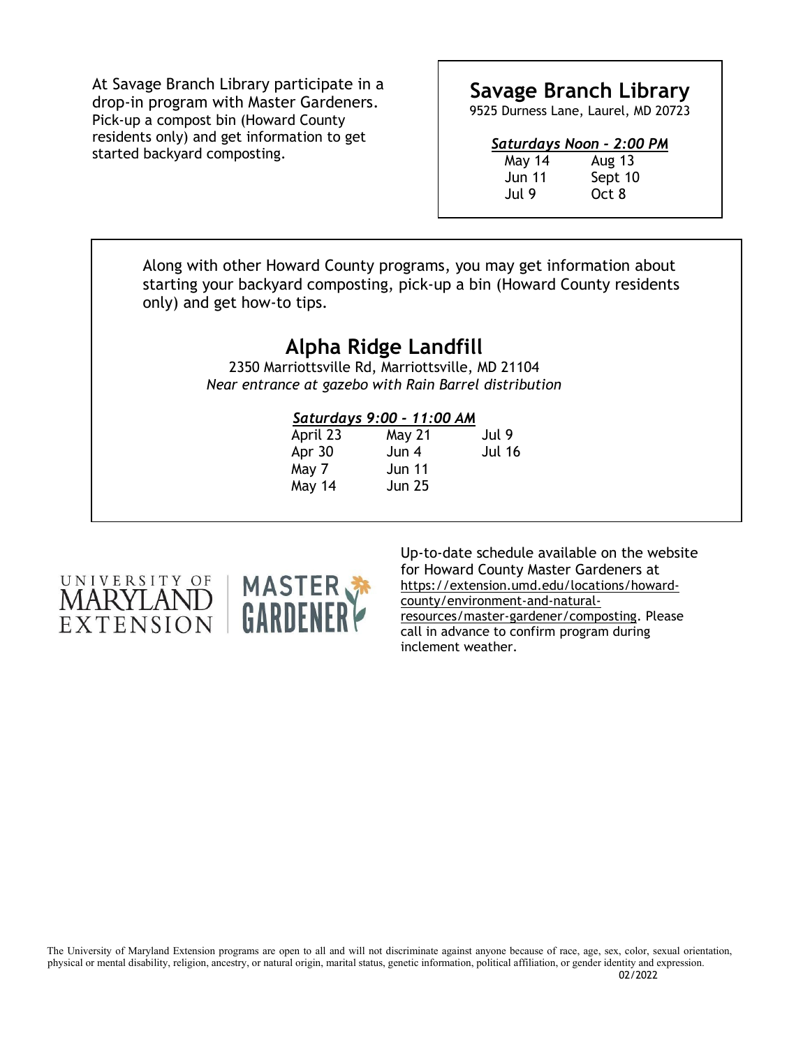At Savage Branch Library participate in a drop-in program with Master Gardeners. Pick-up a compost bin (Howard County residents only) and get information to get started backyard composting.

## Savage Branch Library

9525 Durness Lane, Laurel, MD 20723

***Saturdays Noon - 2:00 PM***

| | |
|---|---|
| May 14 | Aug 13 |
| Jun 11 | Sept 10 |
| Jul 9 | Oct 8 |

Along with other Howard County programs, you may get information about starting your backyard composting, pick-up a bin (Howard County residents only) and get how-to tips.

## Alpha Ridge Landfill

2350 Marriottsville Rd, Marriottsville, MD 21104

*Near entrance at gazebo with Rain Barrel distribution*

***Saturdays 9:00 - 11:00 AM***

| | | |
|---|---|---|
| April 23 | May 21 | Jul 9 |
| Apr 30 | Jun 4 | Jul 16 |
| May 7 | Jun 11 | |
| May 14 | Jun 25 | |

UNIVERSITY OF MARYLAND EXTENSION | MASTER GARDENER

Up-to-date schedule available on the website for Howard County Master Gardeners at https://extension.umd.edu/locations/howard-county/environment-and-natural-resources/master-gardener/composting. Please call in advance to confirm program during inclement weather.

The University of Maryland Extension programs are open to all and will not discriminate against anyone because of race, age, sex, color, sexual orientation, physical or mental disability, religion, ancestry, or natural origin, marital status, genetic information, political affiliation, or gender identity and expression.

02/2022